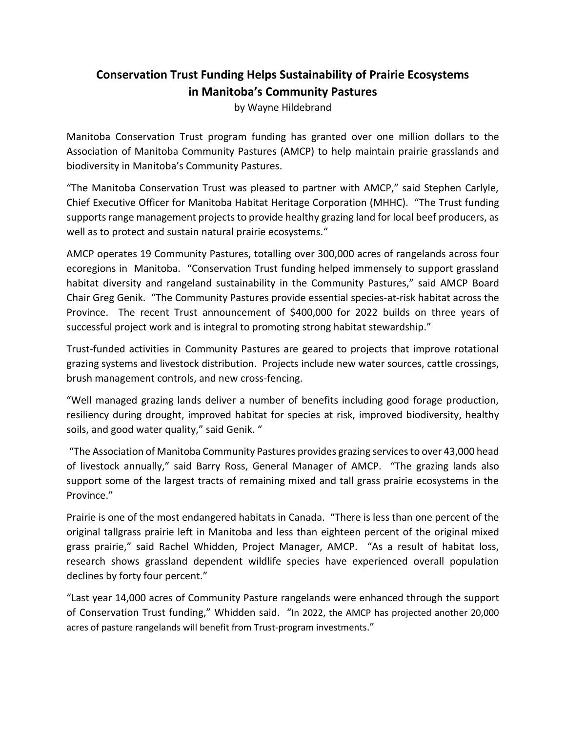# Conservation Trust Funding Helps Sustainability of Prairie Ecosystems in Manitoba's Community Pastures

by Wayne Hildebrand

Manitoba Conservation Trust program funding has granted over one million dollars to the Association of Manitoba Community Pastures (AMCP) to help maintain prairie grasslands and biodiversity in Manitoba's Community Pastures.

"The Manitoba Conservation Trust was pleased to partner with AMCP," said Stephen Carlyle, Chief Executive Officer for Manitoba Habitat Heritage Corporation (MHHC). "The Trust funding supports range management projects to provide healthy grazing land for local beef producers, as well as to protect and sustain natural prairie ecosystems."

AMCP operates 19 Community Pastures, totalling over 300,000 acres of rangelands across four ecoregions in Manitoba. "Conservation Trust funding helped immensely to support grassland habitat diversity and rangeland sustainability in the Community Pastures," said AMCP Board Chair Greg Genik. "The Community Pastures provide essential species-at-risk habitat across the Province. The recent Trust announcement of $400,000 for 2022 builds on three years of successful project work and is integral to promoting strong habitat stewardship."

Trust-funded activities in Community Pastures are geared to projects that improve rotational grazing systems and livestock distribution. Projects include new water sources, cattle crossings, brush management controls, and new cross-fencing.

"Well managed grazing lands deliver a number of benefits including good forage production, resiliency during drought, improved habitat for species at risk, improved biodiversity, healthy soils, and good water quality," said Genik. "

"The Association of Manitoba Community Pastures provides grazing services to over 43,000 head of livestock annually," said Barry Ross, General Manager of AMCP. "The grazing lands also support some of the largest tracts of remaining mixed and tall grass prairie ecosystems in the Province."

Prairie is one of the most endangered habitats in Canada. "There is less than one percent of the original tallgrass prairie left in Manitoba and less than eighteen percent of the original mixed grass prairie," said Rachel Whidden, Project Manager, AMCP. "As a result of habitat loss, research shows grassland dependent wildlife species have experienced overall population declines by forty four percent."

"Last year 14,000 acres of Community Pasture rangelands were enhanced through the support of Conservation Trust funding," Whidden said. "In 2022, the AMCP has projected another 20,000 acres of pasture rangelands will benefit from Trust-program investments."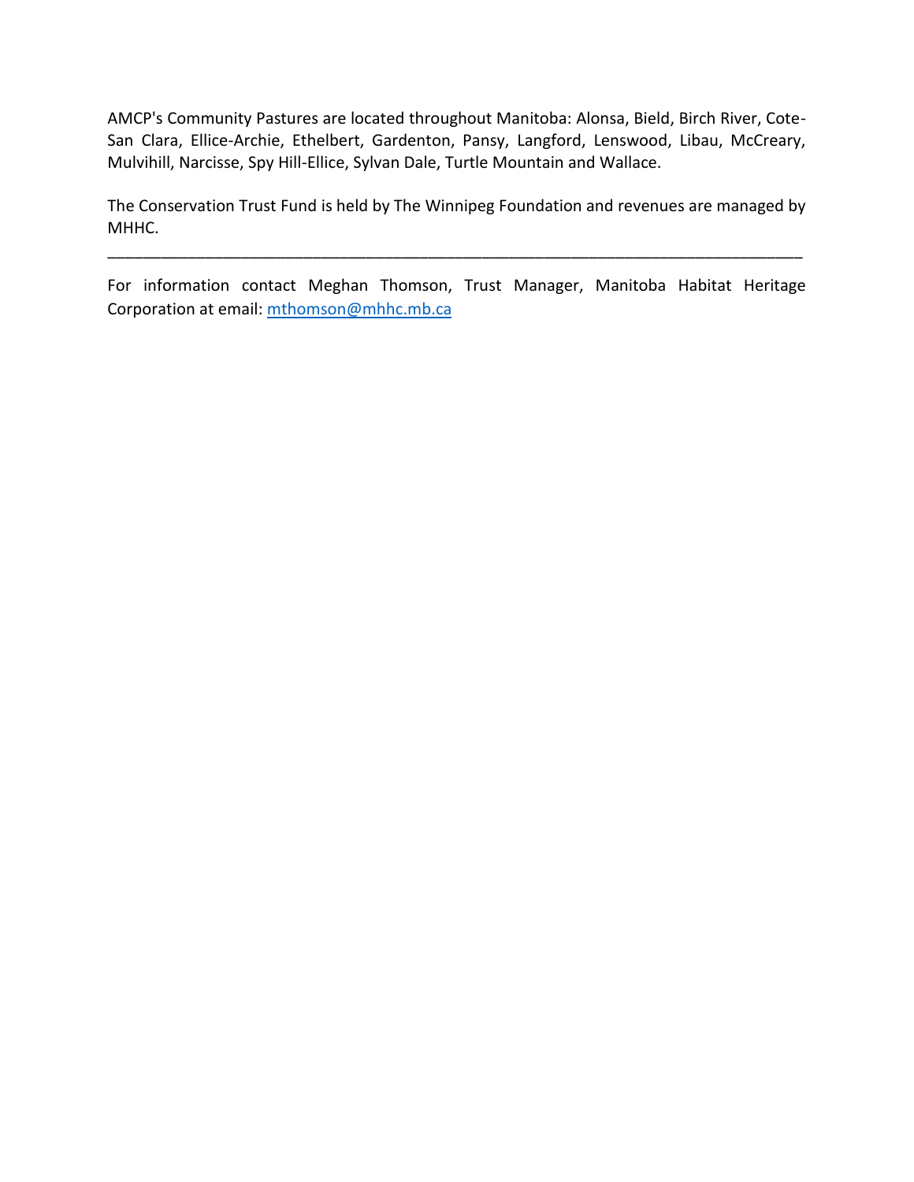AMCP's Community Pastures are located throughout Manitoba: Alonsa, Bield, Birch River, Cote-San Clara, Ellice-Archie, Ethelbert, Gardenton, Pansy, Langford, Lenswood, Libau, McCreary, Mulvihill, Narcisse, Spy Hill-Ellice, Sylvan Dale, Turtle Mountain and Wallace.

The Conservation Trust Fund is held by The Winnipeg Foundation and revenues are managed by MHHC.

---

For information contact Meghan Thomson, Trust Manager, Manitoba Habitat Heritage Corporation at email: mthomson@mhhc.mb.ca